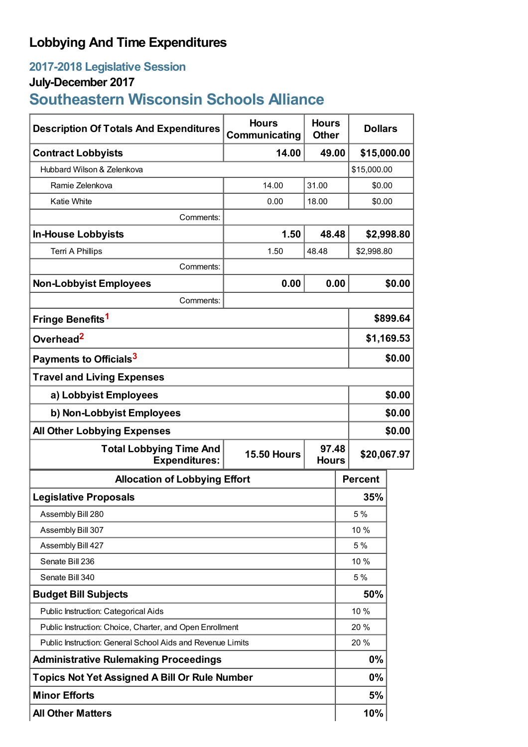# Lobbying And Time Expenditures

## 2017-2018 Legislative Session

### July-December 2017

## Southeastern Wisconsin Schools Alliance

| Description Of Totals And Expenditures | Hours Communicating | Hours Other | Dollars |
|---|---|---|---|
| **Contract Lobbyists** | **14.00** | **49.00** | **$15,000.00** |
| Hubbard Wilson & Zelenkova | | | $15,000.00 |
| Ramie Zelenkova | 14.00 | 31.00 | $0.00 |
| Katie White | 0.00 | 18.00 | $0.00 |
| Comments: | | | |
| **In-House Lobbyists** | **1.50** | **48.48** | **$2,998.80** |
| Terri A Phillips | 1.50 | 48.48 | $2,998.80 |
| Comments: | | | |
| **Non-Lobbyist Employees** | **0.00** | **0.00** | **$0.00** |
| Comments: | | | |
| **Fringe Benefits**[1] | | | **$899.64** |
| **Overhead**[2] | | | **$1,169.53** |
| **Payments to Officials**[3] | | | **$0.00** |
| **Travel and Living Expenses** | | | |
| **a) Lobbyist Employees** | | | **$0.00** |
| **b) Non-Lobbyist Employees** | | | **$0.00** |
| **All Other Lobbying Expenses** | | | **$0.00** |
| **Total Lobbying Time And Expenditures:** | **15.50 Hours** | **97.48 Hours** | **$20,067.97** |

| Allocation of Lobbying Effort | Percent |
|---|---|
| **Legislative Proposals** | **35%** |
| Assembly Bill 280 | 5 % |
| Assembly Bill 307 | 10 % |
| Assembly Bill 427 | 5 % |
| Senate Bill 236 | 10 % |
| Senate Bill 340 | 5 % |
| **Budget Bill Subjects** | **50%** |
| Public Instruction: Categorical Aids | 10 % |
| Public Instruction: Choice, Charter, and Open Enrollment | 20 % |
| Public Instruction: General School Aids and Revenue Limits | 20 % |
| **Administrative Rulemaking Proceedings** | **0%** |
| **Topics Not Yet Assigned A Bill Or Rule Number** | **0%** |
| **Minor Efforts** | **5%** |
| **All Other Matters** | **10%** |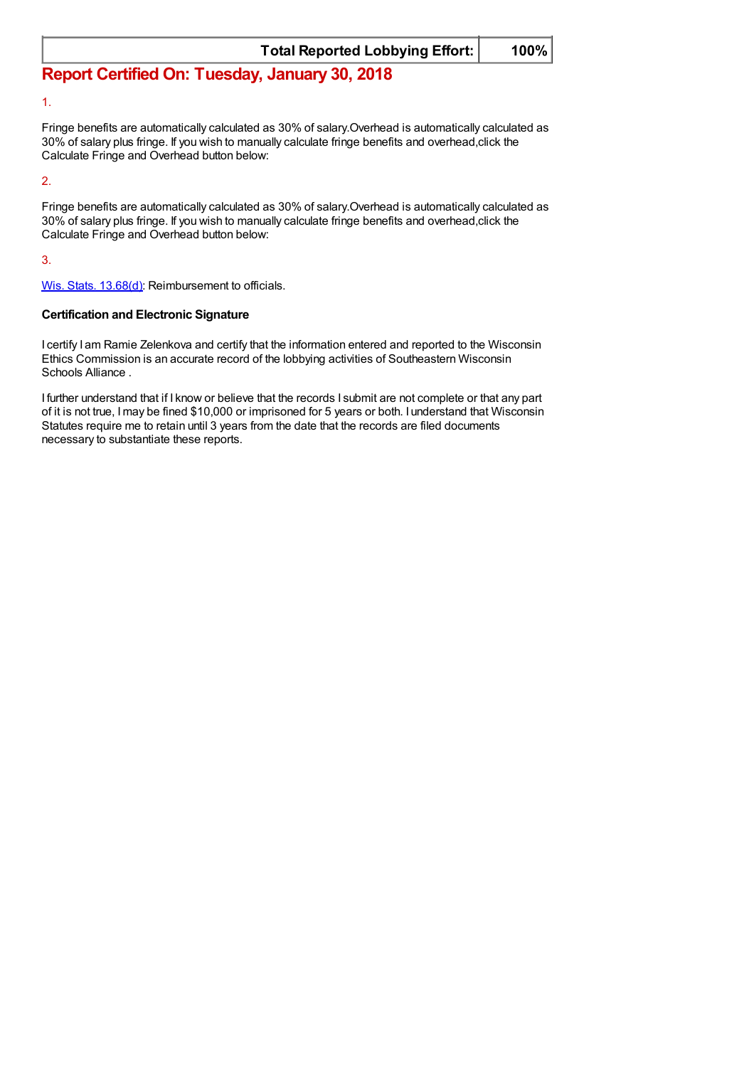| | |
|---|---|
| **Total Reported Lobbying Effort:** | **100%** |

## Report Certified On: Tuesday, January 30, 2018

1.

Fringe benefits are automatically calculated as 30% of salary.Overhead is automatically calculated as 30% of salary plus fringe. If you wish to manually calculate fringe benefits and overhead,click the Calculate Fringe and Overhead button below:

2.

Fringe benefits are automatically calculated as 30% of salary.Overhead is automatically calculated as 30% of salary plus fringe. If you wish to manually calculate fringe benefits and overhead,click the Calculate Fringe and Overhead button below:

3.

Wis. Stats. 13.68(d): Reimbursement to officials.

**Certification and Electronic Signature**

I certify I am Ramie Zelenkova and certify that the information entered and reported to the Wisconsin Ethics Commission is an accurate record of the lobbying activities of Southeastern Wisconsin Schools Alliance .

I further understand that if I know or believe that the records I submit are not complete or that any part of it is not true, I may be fined $10,000 or imprisoned for 5 years or both. I understand that Wisconsin Statutes require me to retain until 3 years from the date that the records are filed documents necessary to substantiate these reports.